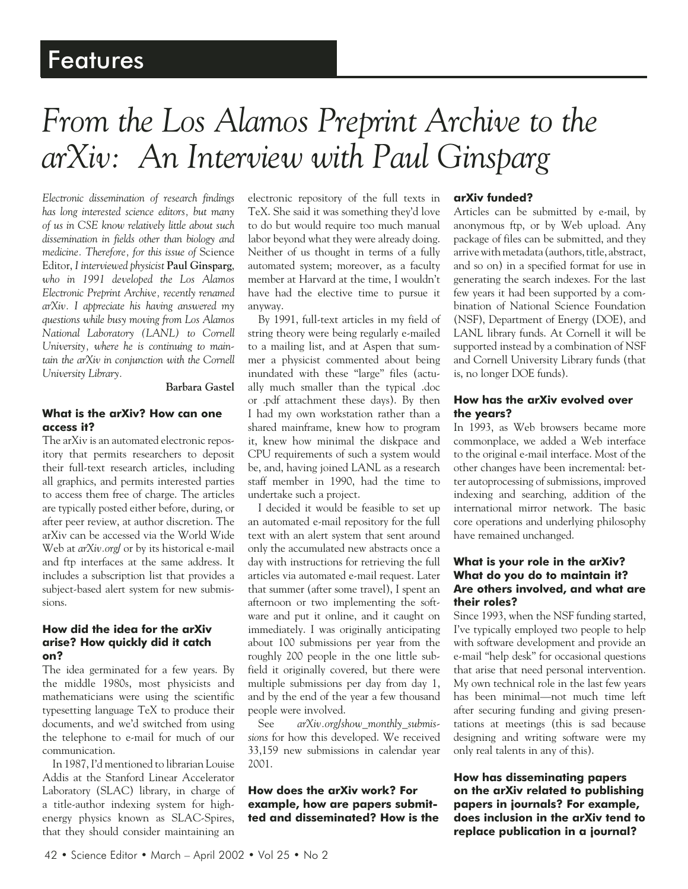Features

# *From the Los Alamos Preprint Archive to the arXiv: An Interview with Paul Ginsparg*

*Electronic dissemination of research findings has long interested science editors, but many of us in CSE know relatively little about such dissemination in fields other than biology and medicine. Therefore, for this issue of* Science Editor, *I interviewed physicist* **Paul Ginsparg**, *who in 1991 developed the Los Alamos Electronic Preprint Archive, recently renamed arXiv. I appreciate his having answered my questions while busy moving from Los Alamos National Laboratory (LANL) to Cornell University, where he is continuing to maintain the arXiv in conjunction with the Cornell University Library.*

**Barbara Gastel**

### What is the arXiv? How can one access it?

The arXiv is an automated electronic repository that permits researchers to deposit their full-text research articles, including all graphics, and permits interested parties to access them free of charge. The articles are typically posted either before, during, or after peer review, at author discretion. The arXiv can be accessed via the World Wide Web at *arXiv.org/* or by its historical e-mail and ftp interfaces at the same address. It includes a subscription list that provides a subject-based alert system for new submissions.

### How did the idea for the arXiv arise? How quickly did it catch on?

The idea germinated for a few years. By the middle 1980s, most physicists and mathematicians were using the scientific typesetting language TeX to produce their documents, and we'd switched from using the telephone to e-mail for much of our communication.

In 1987, I'd mentioned to librarian Louise Addis at the Stanford Linear Accelerator Laboratory (SLAC) library, in charge of a title-author indexing system for high-energy physics known as SLAC-Spires, that they should consider maintaining an electronic repository of the full texts in TeX. She said it was something they'd love to do but would require too much manual labor beyond what they were already doing. Neither of us thought in terms of a fully automated system; moreover, as a faculty member at Harvard at the time, I wouldn't have had the elective time to pursue it anyway.

By 1991, full-text articles in my field of string theory were being regularly e-mailed to a mailing list, and at Aspen that summer a physicist commented about being inundated with these "large" files (actually much smaller than the typical .doc or .pdf attachment these days). By then I had my own workstation rather than a shared mainframe, knew how to program it, knew how minimal the diskpace and CPU requirements of such a system would be, and, having joined LANL as a research staff member in 1990, had the time to undertake such a project.

I decided it would be feasible to set up an automated e-mail repository for the full text with an alert system that sent around only the accumulated new abstracts once a day with instructions for retrieving the full articles via automated e-mail request. Later that summer (after some travel), I spent an afternoon or two implementing the software and put it online, and it caught on immediately. I was originally anticipating about 100 submissions per year from the roughly 200 people in the one little subfield it originally covered, but there were multiple submissions per day from day 1, and by the end of the year a few thousand people were involved.

See *arXiv.org/show_monthly_submissions* for how this developed. We received 33,159 new submissions in calendar year 2001.

### How does the arXiv work? For example, how are papers submitted and disseminated? How is the arXiv funded?

Articles can be submitted by e-mail, by anonymous ftp, or by Web upload. Any package of files can be submitted, and they arrive with metadata (authors, title, abstract, and so on) in a specified format for use in generating the search indexes. For the last few years it had been supported by a combination of National Science Foundation (NSF), Department of Energy (DOE), and LANL library funds. At Cornell it will be supported instead by a combination of NSF and Cornell University Library funds (that is, no longer DOE funds).

### How has the arXiv evolved over the years?

In 1993, as Web browsers became more commonplace, we added a Web interface to the original e-mail interface. Most of the other changes have been incremental: better autoprocessing of submissions, improved indexing and searching, addition of the international mirror network. The basic core operations and underlying philosophy have remained unchanged.

### What is your role in the arXiv? What do you do to maintain it? Are others involved, and what are their roles?

Since 1993, when the NSF funding started, I've typically employed two people to help with software development and provide an e-mail "help desk" for occasional questions that arise that need personal intervention. My own technical role in the last few years has been minimal—not much time left after securing funding and giving presentations at meetings (this is sad because designing and writing software were my only real talents in any of this).

### How has disseminating papers on the arXiv related to publishing papers in journals? For example, does inclusion in the arXiv tend to replace publication in a journal?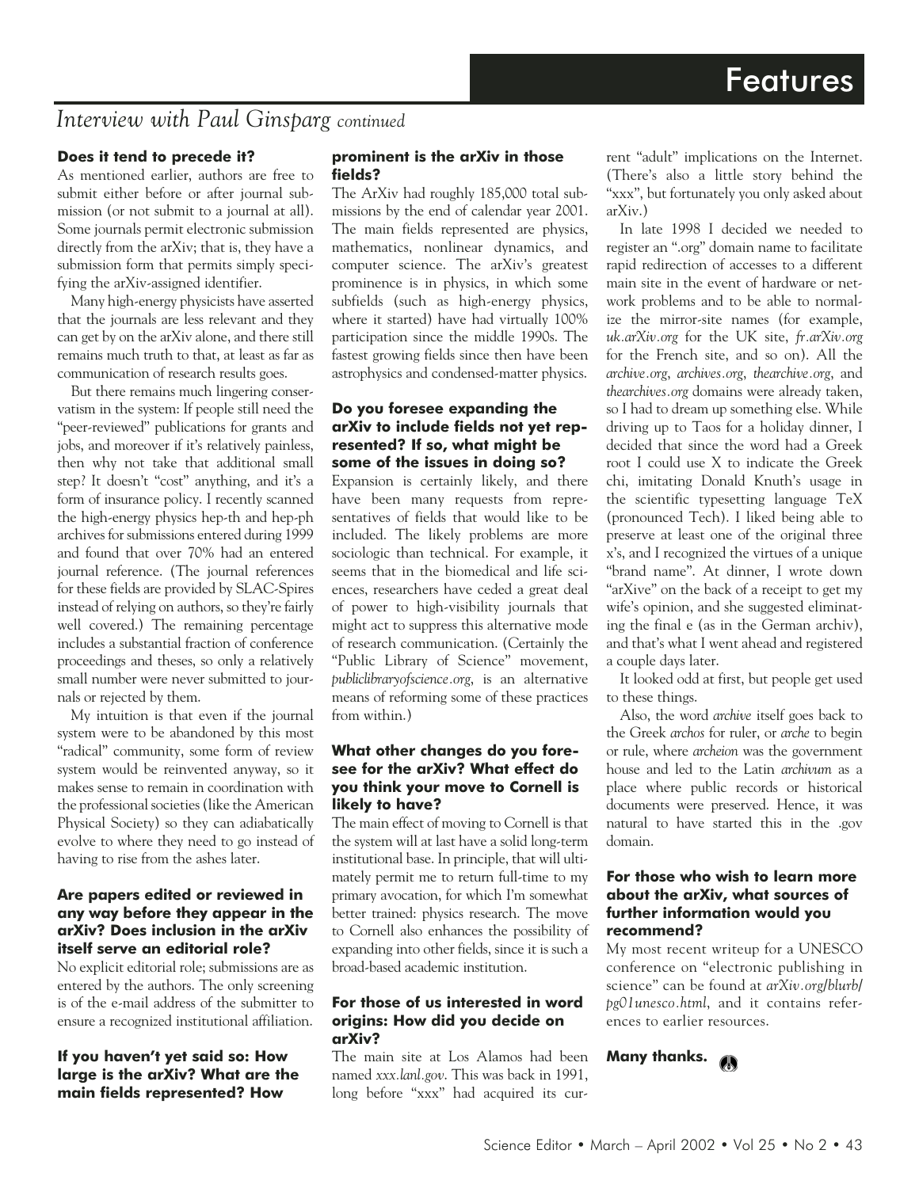## Interview with Paul Ginsparg *continued*

**Does it tend to precede it?**

As mentioned earlier, authors are free to submit either before or after journal submission (or not submit to a journal at all). Some journals permit electronic submission directly from the arXiv; that is, they have a submission form that permits simply specifying the arXiv-assigned identifier.

Many high-energy physicists have asserted that the journals are less relevant and they can get by on the arXiv alone, and there still remains much truth to that, at least as far as communication of research results goes.

But there remains much lingering conservatism in the system: If people still need the "peer-reviewed" publications for grants and jobs, and moreover if it's relatively painless, then why not take that additional small step? It doesn't "cost" anything, and it's a form of insurance policy. I recently scanned the high-energy physics hep-th and hep-ph archives for submissions entered during 1999 and found that over 70% had an entered journal reference. (The journal references for these fields are provided by SLAC-Spires instead of relying on authors, so they're fairly well covered.) The remaining percentage includes a substantial fraction of conference proceedings and theses, so only a relatively small number were never submitted to journals or rejected by them.

My intuition is that even if the journal system were to be abandoned by this most "radical" community, some form of review system would be reinvented anyway, so it makes sense to remain in coordination with the professional societies (like the American Physical Society) so they can adiabatically evolve to where they need to go instead of having to rise from the ashes later.

**Are papers edited or reviewed in any way before they appear in the arXiv? Does inclusion in the arXiv itself serve an editorial role?**

No explicit editorial role; submissions are as entered by the authors. The only screening is of the e-mail address of the submitter to ensure a recognized institutional affiliation.

**If you haven't yet said so: How large is the arXiv? What are the main fields represented? How prominent is the arXiv in those fields?**

The ArXiv had roughly 185,000 total submissions by the end of calendar year 2001. The main fields represented are physics, mathematics, nonlinear dynamics, and computer science. The arXiv's greatest prominence is in physics, in which some subfields (such as high-energy physics, where it started) have had virtually 100% participation since the middle 1990s. The fastest growing fields since then have been astrophysics and condensed-matter physics.

**Do you foresee expanding the arXiv to include fields not yet represented? If so, what might be some of the issues in doing so?**

Expansion is certainly likely, and there have been many requests from representatives of fields that would like to be included. The likely problems are more sociologic than technical. For example, it seems that in the biomedical and life sciences, researchers have ceded a great deal of power to high-visibility journals that might act to suppress this alternative mode of research communication. (Certainly the "Public Library of Science" movement, *publiclibraryofscience.org*, is an alternative means of reforming some of these practices from within.)

**What other changes do you foresee for the arXiv? What effect do you think your move to Cornell is likely to have?**

The main effect of moving to Cornell is that the system will at last have a solid long-term institutional base. In principle, that will ultimately permit me to return full-time to my primary avocation, for which I'm somewhat better trained: physics research. The move to Cornell also enhances the possibility of expanding into other fields, since it is such a broad-based academic institution.

**For those of us interested in word origins: How did you decide on arXiv?**

The main site at Los Alamos had been named *xxx.lanl.gov*. This was back in 1991, long before "xxx" had acquired its current "adult" implications on the Internet. (There's also a little story behind the "xxx", but fortunately you only asked about arXiv.)

In late 1998 I decided we needed to register an ".org" domain name to facilitate rapid redirection of accesses to a different main site in the event of hardware or network problems and to be able to normalize the mirror-site names (for example, *uk.arXiv.org* for the UK site, *fr.arXiv.org* for the French site, and so on). All the *archive.org*, *archives.org*, *thearchive.org*, and *thearchives.org* domains were already taken, so I had to dream up something else. While driving up to Taos for a holiday dinner, I decided that since the word had a Greek root I could use X to indicate the Greek chi, imitating Donald Knuth's usage in the scientific typesetting language TeX (pronounced Tech). I liked being able to preserve at least one of the original three x's, and I recognized the virtues of a unique "brand name". At dinner, I wrote down "arXive" on the back of a receipt to get my wife's opinion, and she suggested eliminating the final e (as in the German archiv), and that's what I went ahead and registered a couple days later.

It looked odd at first, but people get used to these things.

Also, the word *archive* itself goes back to the Greek *archos* for ruler, or *arche* to begin or rule, where *archeion* was the government house and led to the Latin *archivum* as a place where public records or historical documents were preserved. Hence, it was natural to have started this in the .gov domain.

**For those who wish to learn more about the arXiv, what sources of further information would you recommend?**

My most recent writeup for a UNESCO conference on "electronic publishing in science" can be found at *arXiv.org/blurb/pg01unesco.html*, and it contains references to earlier resources.

**Many thanks.**